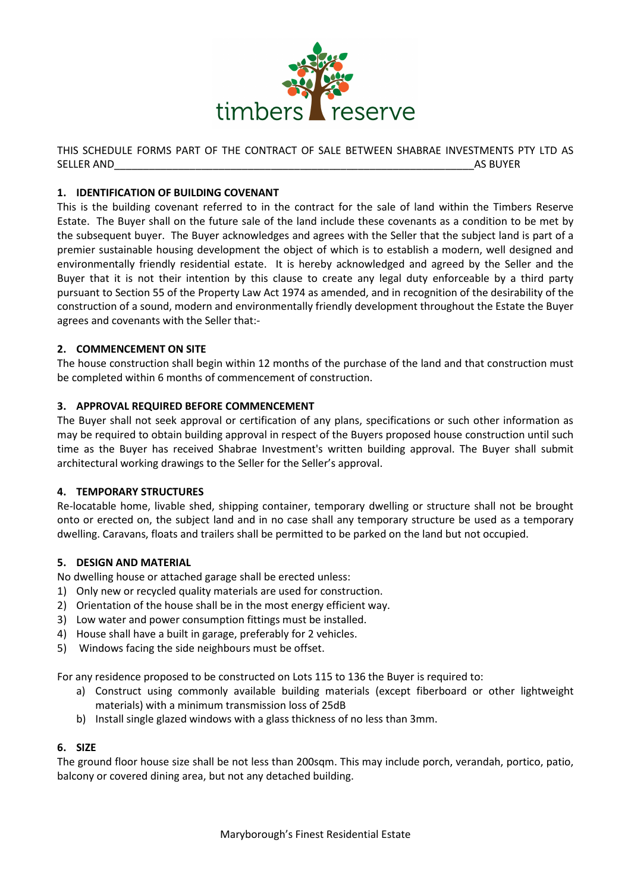timbers reserve

THIS SCHEDULE FORMS PART OF THE CONTRACT OF SALE BETWEEN SHABRAE INVESTMENTS PTY LTD AS SELLER AND_______________________________________________________________AS BUYER

## 1. IDENTIFICATION OF BUILDING COVENANT

This is the building covenant referred to in the contract for the sale of land within the Timbers Reserve Estate. The Buyer shall on the future sale of the land include these covenants as a condition to be met by the subsequent buyer. The Buyer acknowledges and agrees with the Seller that the subject land is part of a premier sustainable housing development the object of which is to establish a modern, well designed and environmentally friendly residential estate. It is hereby acknowledged and agreed by the Seller and the Buyer that it is not their intention by this clause to create any legal duty enforceable by a third party pursuant to Section 55 of the Property Law Act 1974 as amended, and in recognition of the desirability of the construction of a sound, modern and environmentally friendly development throughout the Estate the Buyer agrees and covenants with the Seller that:-

## 2. COMMENCEMENT ON SITE

The house construction shall begin within 12 months of the purchase of the land and that construction must be completed within 6 months of commencement of construction.

## 3. APPROVAL REQUIRED BEFORE COMMENCEMENT

The Buyer shall not seek approval or certification of any plans, specifications or such other information as may be required to obtain building approval in respect of the Buyers proposed house construction until such time as the Buyer has received Shabrae Investment's written building approval. The Buyer shall submit architectural working drawings to the Seller for the Seller's approval.

## 4. TEMPORARY STRUCTURES

Re-locatable home, livable shed, shipping container, temporary dwelling or structure shall not be brought onto or erected on, the subject land and in no case shall any temporary structure be used as a temporary dwelling. Caravans, floats and trailers shall be permitted to be parked on the land but not occupied.

## 5. DESIGN AND MATERIAL

No dwelling house or attached garage shall be erected unless:

1) Only new or recycled quality materials are used for construction.
2) Orientation of the house shall be in the most energy efficient way.
3) Low water and power consumption fittings must be installed.
4) House shall have a built in garage, preferably for 2 vehicles.
5) Windows facing the side neighbours must be offset.

For any residence proposed to be constructed on Lots 115 to 136 the Buyer is required to:

a) Construct using commonly available building materials (except fiberboard or other lightweight materials) with a minimum transmission loss of 25dB
b) Install single glazed windows with a glass thickness of no less than 3mm.

## 6. SIZE

The ground floor house size shall be not less than 200sqm. This may include porch, verandah, portico, patio, balcony or covered dining area, but not any detached building.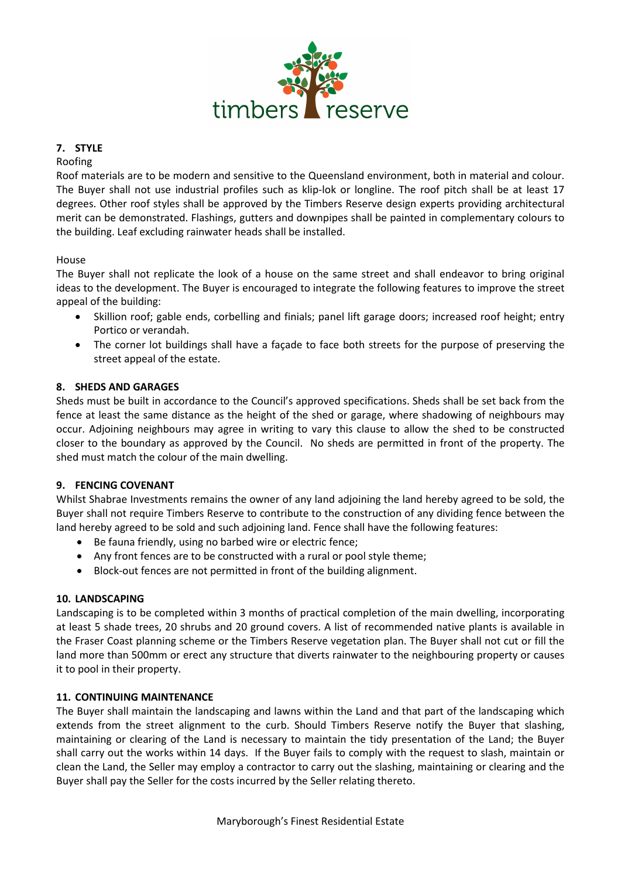## 7. STYLE

Roofing

Roof materials are to be modern and sensitive to the Queensland environment, both in material and colour. The Buyer shall not use industrial profiles such as klip-lok or longline. The roof pitch shall be at least 17 degrees. Other roof styles shall be approved by the Timbers Reserve design experts providing architectural merit can be demonstrated. Flashings, gutters and downpipes shall be painted in complementary colours to the building. Leaf excluding rainwater heads shall be installed.

House

The Buyer shall not replicate the look of a house on the same street and shall endeavor to bring original ideas to the development. The Buyer is encouraged to integrate the following features to improve the street appeal of the building:

- Skillion roof; gable ends, corbelling and finials; panel lift garage doors; increased roof height; entry Portico or verandah.
- The corner lot buildings shall have a façade to face both streets for the purpose of preserving the street appeal of the estate.

## 8. SHEDS AND GARAGES

Sheds must be built in accordance to the Council's approved specifications. Sheds shall be set back from the fence at least the same distance as the height of the shed or garage, where shadowing of neighbours may occur. Adjoining neighbours may agree in writing to vary this clause to allow the shed to be constructed closer to the boundary as approved by the Council. No sheds are permitted in front of the property. The shed must match the colour of the main dwelling.

## 9. FENCING COVENANT

Whilst Shabrae Investments remains the owner of any land adjoining the land hereby agreed to be sold, the Buyer shall not require Timbers Reserve to contribute to the construction of any dividing fence between the land hereby agreed to be sold and such adjoining land. Fence shall have the following features:

- Be fauna friendly, using no barbed wire or electric fence;
- Any front fences are to be constructed with a rural or pool style theme;
- Block-out fences are not permitted in front of the building alignment.

## 10. LANDSCAPING

Landscaping is to be completed within 3 months of practical completion of the main dwelling, incorporating at least 5 shade trees, 20 shrubs and 20 ground covers. A list of recommended native plants is available in the Fraser Coast planning scheme or the Timbers Reserve vegetation plan. The Buyer shall not cut or fill the land more than 500mm or erect any structure that diverts rainwater to the neighbouring property or causes it to pool in their property.

## 11. CONTINUING MAINTENANCE

The Buyer shall maintain the landscaping and lawns within the Land and that part of the landscaping which extends from the street alignment to the curb. Should Timbers Reserve notify the Buyer that slashing, maintaining or clearing of the Land is necessary to maintain the tidy presentation of the Land; the Buyer shall carry out the works within 14 days. If the Buyer fails to comply with the request to slash, maintain or clean the Land, the Seller may employ a contractor to carry out the slashing, maintaining or clearing and the Buyer shall pay the Seller for the costs incurred by the Seller relating thereto.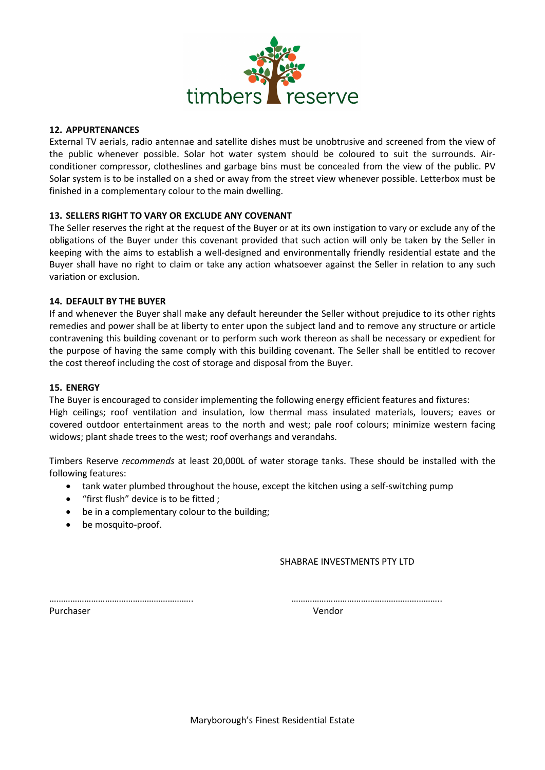timbers reserve

## 12. APPURTENANCES

External TV aerials, radio antennae and satellite dishes must be unobtrusive and screened from the view of the public whenever possible. Solar hot water system should be coloured to suit the surrounds. Air-conditioner compressor, clotheslines and garbage bins must be concealed from the view of the public. PV Solar system is to be installed on a shed or away from the street view whenever possible. Letterbox must be finished in a complementary colour to the main dwelling.

## 13. SELLERS RIGHT TO VARY OR EXCLUDE ANY COVENANT

The Seller reserves the right at the request of the Buyer or at its own instigation to vary or exclude any of the obligations of the Buyer under this covenant provided that such action will only be taken by the Seller in keeping with the aims to establish a well-designed and environmentally friendly residential estate and the Buyer shall have no right to claim or take any action whatsoever against the Seller in relation to any such variation or exclusion.

## 14. DEFAULT BY THE BUYER

If and whenever the Buyer shall make any default hereunder the Seller without prejudice to its other rights remedies and power shall be at liberty to enter upon the subject land and to remove any structure or article contravening this building covenant or to perform such work thereon as shall be necessary or expedient for the purpose of having the same comply with this building covenant. The Seller shall be entitled to recover the cost thereof including the cost of storage and disposal from the Buyer.

## 15. ENERGY

The Buyer is encouraged to consider implementing the following energy efficient features and fixtures:
High ceilings; roof ventilation and insulation, low thermal mass insulated materials, louvers; eaves or covered outdoor entertainment areas to the north and west; pale roof colours; minimize western facing widows; plant shade trees to the west; roof overhangs and verandahs.

Timbers Reserve *recommends* at least 20,000L of water storage tanks. These should be installed with the following features:

- tank water plumbed throughout the house, except the kitchen using a self-switching pump
- "first flush" device is to be fitted ;
- be in a complementary colour to the building;
- be mosquito-proof.

SHABRAE INVESTMENTS PTY LTD

……………………………………………………..
Purchaser

………………………………………………………..
Vendor

Maryborough's Finest Residential Estate